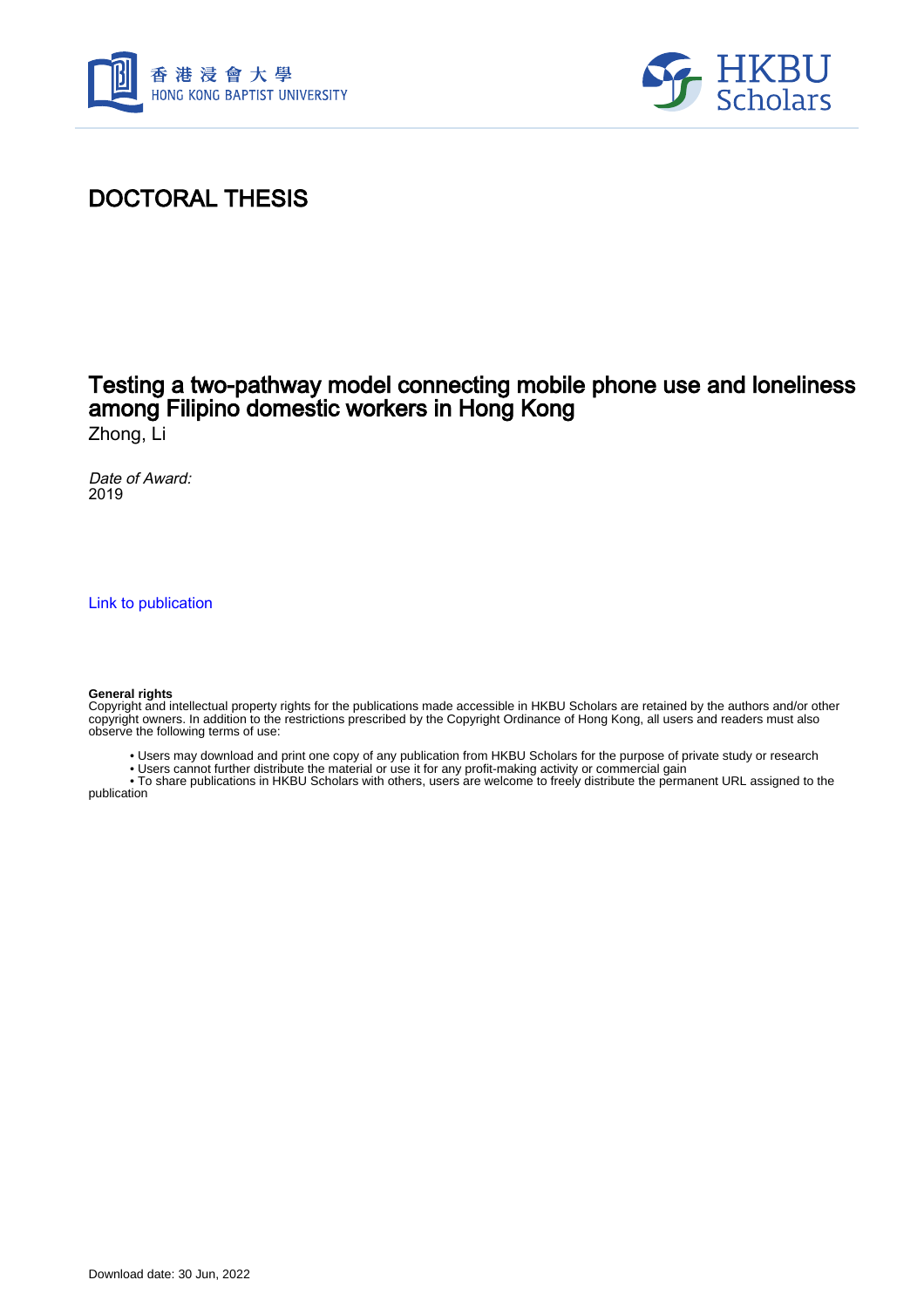香港浸會大學
HONG KONG BAPTIST UNIVERSITY

HKBU Scholars

# DOCTORAL THESIS

## Testing a two-pathway model connecting mobile phone use and loneliness among Filipino domestic workers in Hong Kong

Zhong, Li

*Date of Award:*
2019

Link to publication

**General rights**
Copyright and intellectual property rights for the publications made accessible in HKBU Scholars are retained by the authors and/or other copyright owners. In addition to the restrictions prescribed by the Copyright Ordinance of Hong Kong, all users and readers must also observe the following terms of use:

- Users may download and print one copy of any publication from HKBU Scholars for the purpose of private study or research
- Users cannot further distribute the material or use it for any profit-making activity or commercial gain
- To share publications in HKBU Scholars with others, users are welcome to freely distribute the permanent URL assigned to the publication

Download date: 30 Jun, 2022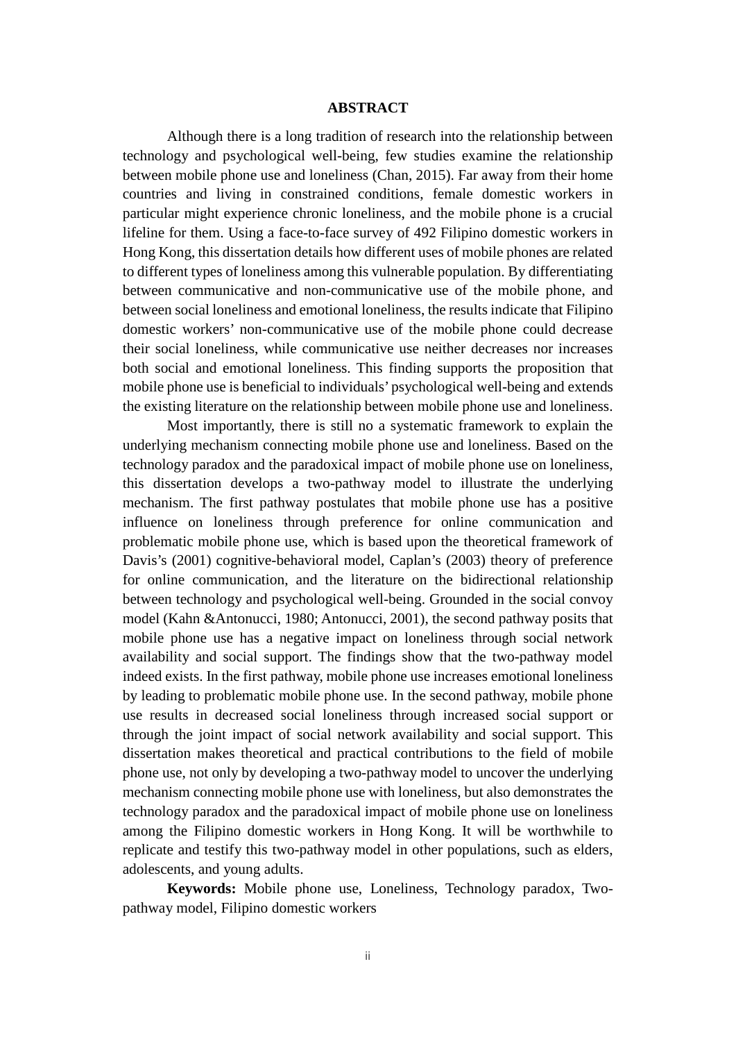# ABSTRACT

Although there is a long tradition of research into the relationship between technology and psychological well-being, few studies examine the relationship between mobile phone use and loneliness (Chan, 2015). Far away from their home countries and living in constrained conditions, female domestic workers in particular might experience chronic loneliness, and the mobile phone is a crucial lifeline for them. Using a face-to-face survey of 492 Filipino domestic workers in Hong Kong, this dissertation details how different uses of mobile phones are related to different types of loneliness among this vulnerable population. By differentiating between communicative and non-communicative use of the mobile phone, and between social loneliness and emotional loneliness, the results indicate that Filipino domestic workers' non-communicative use of the mobile phone could decrease their social loneliness, while communicative use neither decreases nor increases both social and emotional loneliness. This finding supports the proposition that mobile phone use is beneficial to individuals' psychological well-being and extends the existing literature on the relationship between mobile phone use and loneliness.

Most importantly, there is still no a systematic framework to explain the underlying mechanism connecting mobile phone use and loneliness. Based on the technology paradox and the paradoxical impact of mobile phone use on loneliness, this dissertation develops a two-pathway model to illustrate the underlying mechanism. The first pathway postulates that mobile phone use has a positive influence on loneliness through preference for online communication and problematic mobile phone use, which is based upon the theoretical framework of Davis's (2001) cognitive-behavioral model, Caplan's (2003) theory of preference for online communication, and the literature on the bidirectional relationship between technology and psychological well-being. Grounded in the social convoy model (Kahn &Antonucci, 1980; Antonucci, 2001), the second pathway posits that mobile phone use has a negative impact on loneliness through social network availability and social support. The findings show that the two-pathway model indeed exists. In the first pathway, mobile phone use increases emotional loneliness by leading to problematic mobile phone use. In the second pathway, mobile phone use results in decreased social loneliness through increased social support or through the joint impact of social network availability and social support. This dissertation makes theoretical and practical contributions to the field of mobile phone use, not only by developing a two-pathway model to uncover the underlying mechanism connecting mobile phone use with loneliness, but also demonstrates the technology paradox and the paradoxical impact of mobile phone use on loneliness among the Filipino domestic workers in Hong Kong. It will be worthwhile to replicate and testify this two-pathway model in other populations, such as elders, adolescents, and young adults.

**Keywords:** Mobile phone use, Loneliness, Technology paradox, Two-pathway model, Filipino domestic workers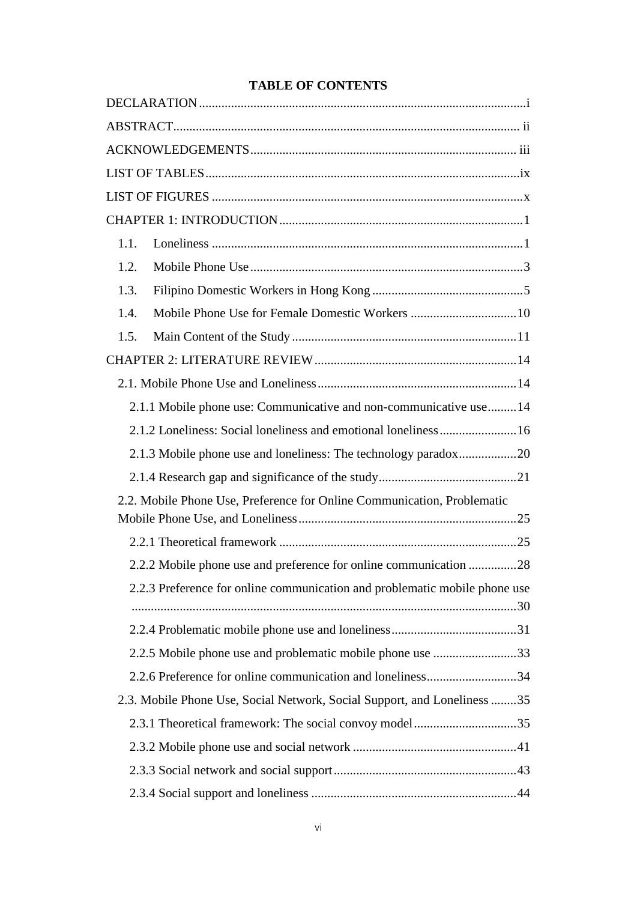# TABLE OF CONTENTS

DECLARATION .......... i

ABSTRACT .......... ii

ACKNOWLEDGEMENTS .......... iii

LIST OF TABLES .......... ix

LIST OF FIGURES .......... x

CHAPTER 1: INTRODUCTION .......... 1

- 1.1. Loneliness .......... 1
- 1.2. Mobile Phone Use .......... 3
- 1.3. Filipino Domestic Workers in Hong Kong .......... 5
- 1.4. Mobile Phone Use for Female Domestic Workers .......... 10
- 1.5. Main Content of the Study .......... 11

CHAPTER 2: LITERATURE REVIEW .......... 14

- 2.1. Mobile Phone Use and Loneliness .......... 14
  - 2.1.1 Mobile phone use: Communicative and non-communicative use .......... 14
  - 2.1.2 Loneliness: Social loneliness and emotional loneliness .......... 16
  - 2.1.3 Mobile phone use and loneliness: The technology paradox .......... 20
  - 2.1.4 Research gap and significance of the study .......... 21
- 2.2. Mobile Phone Use, Preference for Online Communication, Problematic Mobile Phone Use, and Loneliness .......... 25
  - 2.2.1 Theoretical framework .......... 25
  - 2.2.2 Mobile phone use and preference for online communication .......... 28
  - 2.2.3 Preference for online communication and problematic mobile phone use .......... 30
  - 2.2.4 Problematic mobile phone use and loneliness .......... 31
  - 2.2.5 Mobile phone use and problematic mobile phone use .......... 33
  - 2.2.6 Preference for online communication and loneliness .......... 34
- 2.3. Mobile Phone Use, Social Network, Social Support, and Loneliness .......... 35
  - 2.3.1 Theoretical framework: The social convoy model .......... 35
  - 2.3.2 Mobile phone use and social network .......... 41
  - 2.3.3 Social network and social support .......... 43
  - 2.3.4 Social support and loneliness .......... 44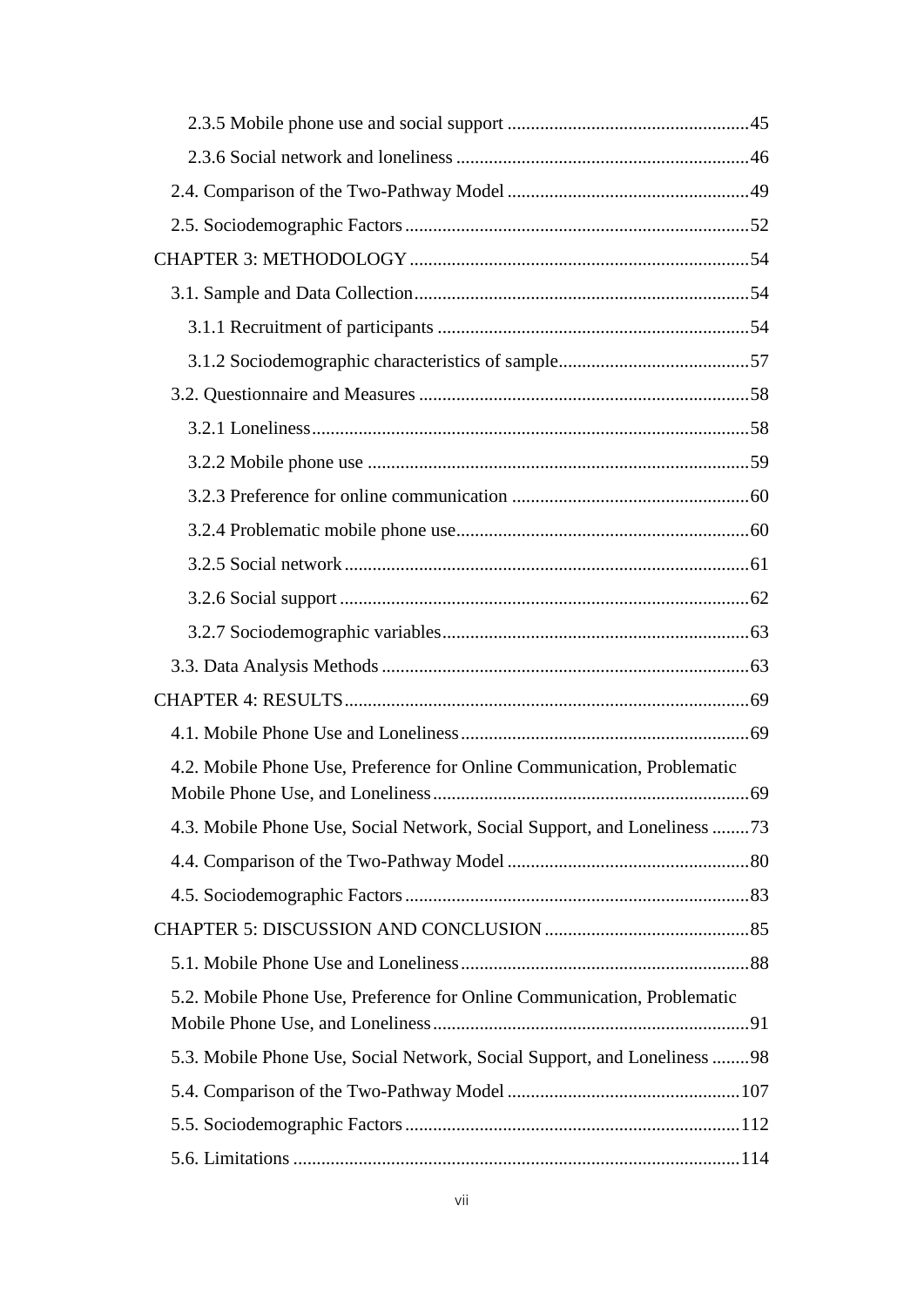2.3.5 Mobile phone use and social support ....................................................45

2.3.6 Social network and loneliness ...............................................................46

2.4. Comparison of the Two-Pathway Model ....................................................49

2.5. Sociodemographic Factors ..........................................................................52

CHAPTER 3: METHODOLOGY .........................................................................54

3.1. Sample and Data Collection.........................................................................54

3.1.1 Recruitment of participants ...................................................................54

3.1.2 Sociodemographic characteristics of sample..........................................57

3.2. Questionnaire and Measures .......................................................................58

3.2.1 Loneliness.............................................................................................58

3.2.2 Mobile phone use ..................................................................................59

3.2.3 Preference for online communication ...................................................60

3.2.4 Problematic mobile phone use...............................................................60

3.2.5 Social network.......................................................................................61

3.2.6 Social support........................................................................................62

3.2.7 Sociodemographic variables..................................................................63

3.3. Data Analysis Methods ...............................................................................63

CHAPTER 4: RESULTS.......................................................................................69

4.1. Mobile Phone Use and Loneliness..............................................................69

4.2. Mobile Phone Use, Preference for Online Communication, Problematic Mobile Phone Use, and Loneliness....................................................................69

4.3. Mobile Phone Use, Social Network, Social Support, and Loneliness ........73

4.4. Comparison of the Two-Pathway Model ....................................................80

4.5. Sociodemographic Factors ..........................................................................83

CHAPTER 5: DISCUSSION AND CONCLUSION ............................................85

5.1. Mobile Phone Use and Loneliness..............................................................88

5.2. Mobile Phone Use, Preference for Online Communication, Problematic Mobile Phone Use, and Loneliness....................................................................91

5.3. Mobile Phone Use, Social Network, Social Support, and Loneliness ........98

5.4. Comparison of the Two-Pathway Model ..................................................107

5.5. Sociodemographic Factors ........................................................................112

5.6. Limitations ...............................................................................................114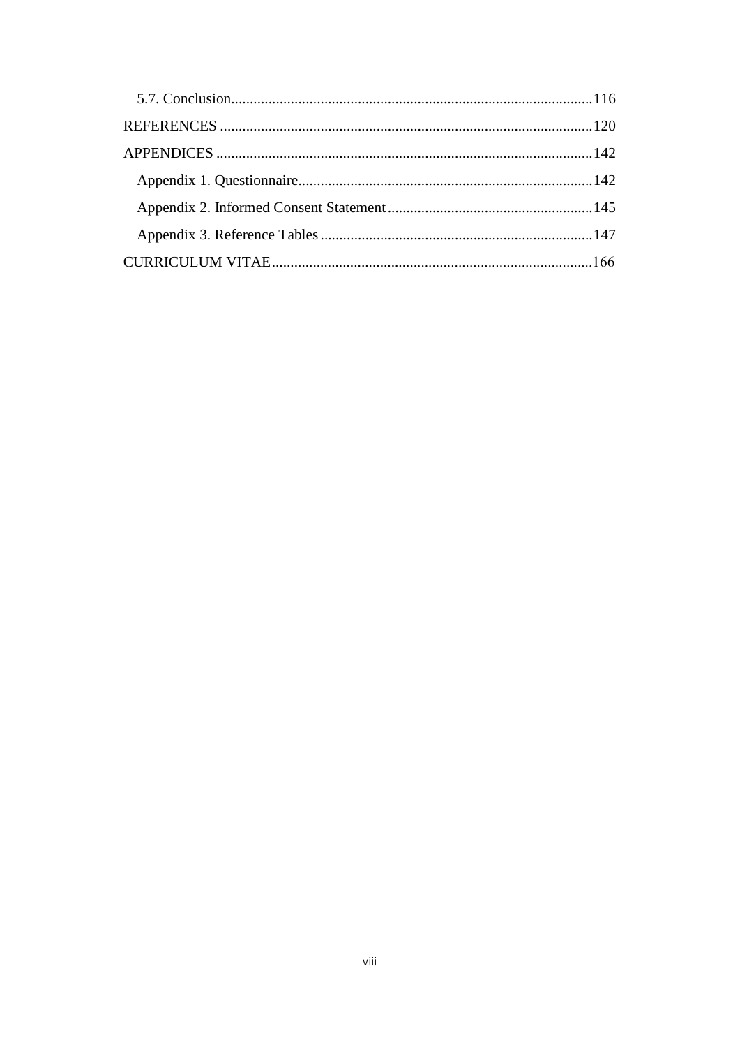5.7. Conclusion................................................................................................116

REFERENCES ..................................................................................................120

APPENDICES ...................................................................................................142

Appendix 1. Questionnaire..............................................................................142

Appendix 2. Informed Consent Statement......................................................145

Appendix 3. Reference Tables........................................................................147

CURRICULUM VITAE....................................................................................166